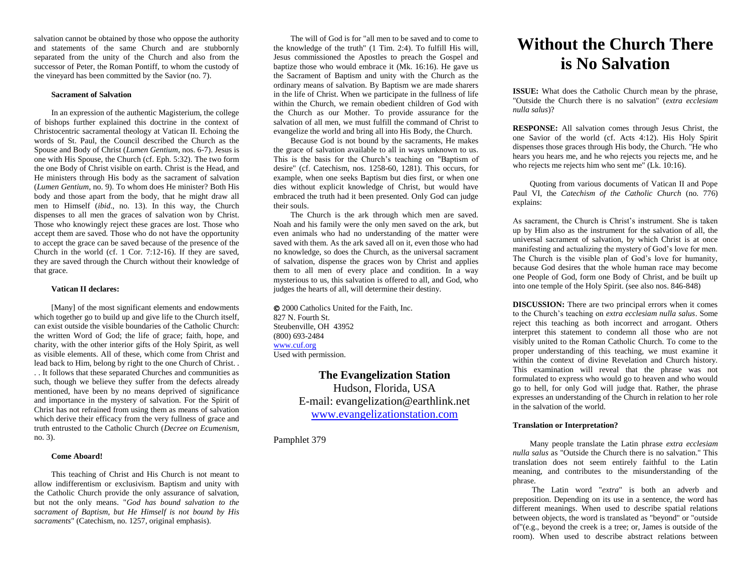salvation cannot be obtained by those who oppose the authority and statements of the same Church and are stubbornly separated from the unity of the Church and also from the successor of Peter, the Roman Pontiff, to whom the custody of the vineyard has been committed by the Savior (no. 7).

#### Sacrament of Salvation

In an expression of the authentic Magisterium, the college of bishops further explained this doctrine in the context of Christocentric sacramental theology at Vatican II. Echoing the words of St. Paul, the Council described the Church as the Spouse and Body of Christ (*Lumen Gentium*, nos. 6-7). Jesus is one with His Spouse, the Church (cf. Eph. 5:32). The two form the one Body of Christ visible on earth. Christ is the Head, and He ministers through His body as the sacrament of salvation (*Lumen Gentium*, no. 9). To whom does He minister? Both His body and those apart from the body, that he might draw all men to Himself (*ibid*., no. 13). In this way, the Church dispenses to all men the graces of salvation won by Christ. Those who knowingly reject these graces are lost. Those who accept them are saved. Those who do not have the opportunity to accept the grace can be saved because of the presence of the Church in the world (cf. 1 Cor. 7:12-16). If they are saved, they are saved through the Church without their knowledge of that grace.

#### Vatican II declares:

[Many] of the most significant elements and endowments which together go to build up and give life to the Church itself, can exist outside the visible boundaries of the Catholic Church: the written Word of God; the life of grace; faith, hope, and charity, with the other interior gifts of the Holy Spirit, as well as visible elements. All of these, which come from Christ and lead back to Him, belong by right to the one Church of Christ. . . . It follows that these separated Churches and communities as such, though we believe they suffer from the defects already mentioned, have been by no means deprived of significance and importance in the mystery of salvation. For the Spirit of Christ has not refrained from using them as means of salvation which derive their efficacy from the very fullness of grace and truth entrusted to the Catholic Church (*Decree on Ecumenism*, no. 3).

#### Come Aboard!

This teaching of Christ and His Church is not meant to allow indifferentism or exclusivism. Baptism and unity with the Catholic Church provide the only assurance of salvation, but not the only means. "*God has bound salvation to the sacrament of Baptism, but He Himself is not bound by His sacraments*" (Catechism, no. 1257, original emphasis).

The will of God is for "all men to be saved and to come to the knowledge of the truth" (1 Tim. 2:4). To fulfill His will, Jesus commissioned the Apostles to preach the Gospel and baptize those who would embrace it (Mk. 16:16). He gave us the Sacrament of Baptism and unity with the Church as the ordinary means of salvation. By Baptism we are made sharers in the life of Christ. When we participate in the fullness of life within the Church, we remain obedient children of God with the Church as our Mother. To provide assurance for the salvation of all men, we must fulfill the command of Christ to evangelize the world and bring all into His Body, the Church.

Because God is not bound by the sacraments, He makes the grace of salvation available to all in ways unknown to us. This is the basis for the Church's teaching on "Baptism of desire" (cf. Catechism, nos. 1258-60, 1281). This occurs, for example, when one seeks Baptism but dies first, or when one dies without explicit knowledge of Christ, but would have embraced the truth had it been presented. Only God can judge their souls.

The Church is the ark through which men are saved. Noah and his family were the only men saved on the ark, but even animals who had no understanding of the matter were saved with them. As the ark saved all on it, even those who had no knowledge, so does the Church, as the universal sacrament of salvation, dispense the graces won by Christ and applies them to all men of every place and condition. In a way mysterious to us, this salvation is offered to all, and God, who judges the hearts of all, will determine their destiny.

© 2000 Catholics United for the Faith, Inc.
827 N. Fourth St.
Steubenville, OH 43952
(800) 693-2484
www.cuf.org
Used with permission.

**The Evangelization Station**
Hudson, Florida, USA
E-mail: evangelization@earthlink.net
www.evangelizationstation.com

Pamphlet 379

# Without the Church There is No Salvation

**ISSUE:** What does the Catholic Church mean by the phrase, "Outside the Church there is no salvation" (*extra ecclesiam nulla salus*)?

**RESPONSE:** All salvation comes through Jesus Christ, the one Savior of the world (cf. Acts 4:12). His Holy Spirit dispenses those graces through His body, the Church. "He who hears you hears me, and he who rejects you rejects me, and he who rejects me rejects him who sent me" (Lk. 10:16).

Quoting from various documents of Vatican II and Pope Paul VI, the *Catechism of the Catholic Church* (no. 776) explains:

As sacrament, the Church is Christ's instrument. She is taken up by Him also as the instrument for the salvation of all, the universal sacrament of salvation, by which Christ is at once manifesting and actualizing the mystery of God's love for men. The Church is the visible plan of God's love for humanity, because God desires that the whole human race may become one People of God, form one Body of Christ, and be built up into one temple of the Holy Spirit. (see also nos. 846-848)

**DISCUSSION:** There are two principal errors when it comes to the Church's teaching on *extra ecclesiam nulla salus*. Some reject this teaching as both incorrect and arrogant. Others interpret this statement to condemn all those who are not visibly united to the Roman Catholic Church. To come to the proper understanding of this teaching, we must examine it within the context of divine Revelation and Church history. This examination will reveal that the phrase was not formulated to express who would go to heaven and who would go to hell, for only God will judge that. Rather, the phrase expresses an understanding of the Church in relation to her role in the salvation of the world.

#### Translation or Interpretation?

Many people translate the Latin phrase *extra ecclesiam nulla salus* as "Outside the Church there is no salvation." This translation does not seem entirely faithful to the Latin meaning, and contributes to the misunderstanding of the phrase.

The Latin word "*extra*" is both an adverb and preposition. Depending on its use in a sentence, the word has different meanings. When used to describe spatial relations between objects, the word is translated as "beyond" or "outside of"(e.g., beyond the creek is a tree; or, James is outside of the room). When used to describe abstract relations between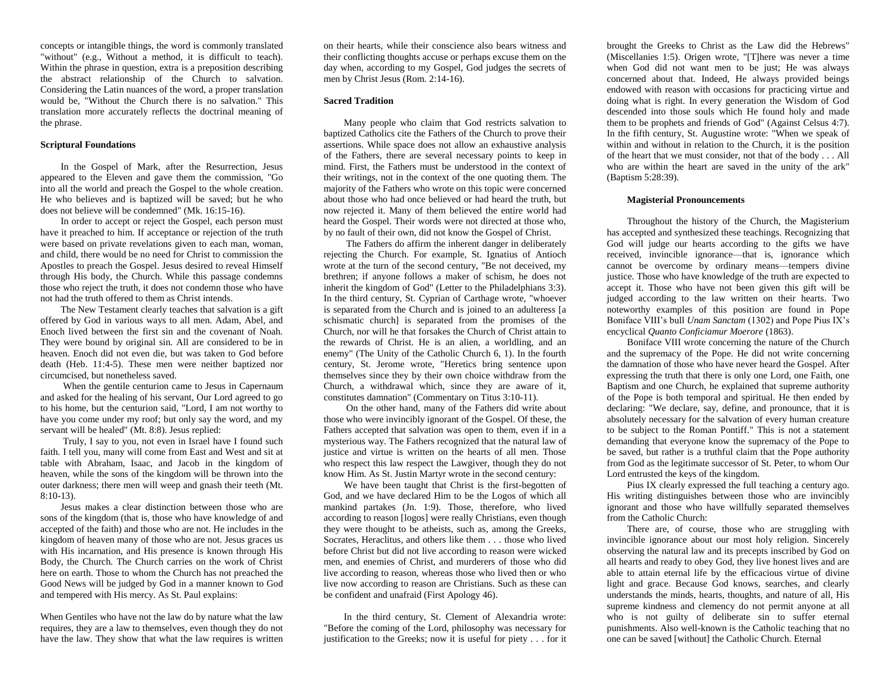concepts or intangible things, the word is commonly translated "without" (e.g., Without a method, it is difficult to teach). Within the phrase in question, extra is a preposition describing the abstract relationship of the Church to salvation. Considering the Latin nuances of the word, a proper translation would be, "Without the Church there is no salvation." This translation more accurately reflects the doctrinal meaning of the phrase.

### Scriptural Foundations

In the Gospel of Mark, after the Resurrection, Jesus appeared to the Eleven and gave them the commission, "Go into all the world and preach the Gospel to the whole creation. He who believes and is baptized will be saved; but he who does not believe will be condemned" (Mk. 16:15-16).

In order to accept or reject the Gospel, each person must have it preached to him. If acceptance or rejection of the truth were based on private revelations given to each man, woman, and child, there would be no need for Christ to commission the Apostles to preach the Gospel. Jesus desired to reveal Himself through His body, the Church. While this passage condemns those who reject the truth, it does not condemn those who have not had the truth offered to them as Christ intends.

The New Testament clearly teaches that salvation is a gift offered by God in various ways to all men. Adam, Abel, and Enoch lived between the first sin and the covenant of Noah. They were bound by original sin. All are considered to be in heaven. Enoch did not even die, but was taken to God before death (Heb. 11:4-5). These men were neither baptized nor circumcised, but nonetheless saved.

When the gentile centurion came to Jesus in Capernaum and asked for the healing of his servant, Our Lord agreed to go to his home, but the centurion said, "Lord, I am not worthy to have you come under my roof; but only say the word, and my servant will be healed" (Mt. 8:8). Jesus replied:

> Truly, I say to you, not even in Israel have I found such faith. I tell you, many will come from East and West and sit at table with Abraham, Isaac, and Jacob in the kingdom of heaven, while the sons of the kingdom will be thrown into the outer darkness; there men will weep and gnash their teeth (Mt. 8:10-13).

Jesus makes a clear distinction between those who are sons of the kingdom (that is, those who have knowledge of and accepted of the faith) and those who are not. He includes in the kingdom of heaven many of those who are not. Jesus graces us with His incarnation, and His presence is known through His Body, the Church. The Church carries on the work of Christ here on earth. Those to whom the Church has not preached the Good News will be judged by God in a manner known to God and tempered with His mercy. As St. Paul explains:

> When Gentiles who have not the law do by nature what the law requires, they are a law to themselves, even though they do not have the law. They show that what the law requires is written on their hearts, while their conscience also bears witness and their conflicting thoughts accuse or perhaps excuse them on the day when, according to my Gospel, God judges the secrets of men by Christ Jesus (Rom. 2:14-16).

### Sacred Tradition

Many people who claim that God restricts salvation to baptized Catholics cite the Fathers of the Church to prove their assertions. While space does not allow an exhaustive analysis of the Fathers, there are several necessary points to keep in mind. First, the Fathers must be understood in the context of their writings, not in the context of the one quoting them. The majority of the Fathers who wrote on this topic were concerned about those who had once believed or had heard the truth, but now rejected it. Many of them believed the entire world had heard the Gospel. Their words were not directed at those who, by no fault of their own, did not know the Gospel of Christ.

The Fathers do affirm the inherent danger in deliberately rejecting the Church. For example, St. Ignatius of Antioch wrote at the turn of the second century, "Be not deceived, my brethren; if anyone follows a maker of schism, he does not inherit the kingdom of God" (Letter to the Philadelphians 3:3). In the third century, St. Cyprian of Carthage wrote, "whoever is separated from the Church and is joined to an adulteress [a schismatic church] is separated from the promises of the Church, nor will he that forsakes the Church of Christ attain to the rewards of Christ. He is an alien, a worldling, and an enemy" (The Unity of the Catholic Church 6, 1). In the fourth century, St. Jerome wrote, "Heretics bring sentence upon themselves since they by their own choice withdraw from the Church, a withdrawal which, since they are aware of it, constitutes damnation" (Commentary on Titus 3:10-11).

On the other hand, many of the Fathers did write about those who were invincibly ignorant of the Gospel. Of these, the Fathers accepted that salvation was open to them, even if in a mysterious way. The Fathers recognized that the natural law of justice and virtue is written on the hearts of all men. Those who respect this law respect the Lawgiver, though they do not know Him. As St. Justin Martyr wrote in the second century:

> We have been taught that Christ is the first-begotten of God, and we have declared Him to be the Logos of which all mankind partakes (Jn. 1:9). Those, therefore, who lived according to reason [logos] were really Christians, even though they were thought to be atheists, such as, among the Greeks, Socrates, Heraclitus, and others like them . . . those who lived before Christ but did not live according to reason were wicked men, and enemies of Christ, and murderers of those who did live according to reason, whereas those who lived then or who live now according to reason are Christians. Such as these can be confident and unafraid (First Apology 46).

In the third century, St. Clement of Alexandria wrote: "Before the coming of the Lord, philosophy was necessary for justification to the Greeks; now it is useful for piety . . . for it brought the Greeks to Christ as the Law did the Hebrews" (Miscellanies 1:5). Origen wrote, "[T]here was never a time when God did not want men to be just; He was always concerned about that. Indeed, He always provided beings endowed with reason with occasions for practicing virtue and doing what is right. In every generation the Wisdom of God descended into those souls which He found holy and made them to be prophets and friends of God" (Against Celsus 4:7). In the fifth century, St. Augustine wrote: "When we speak of within and without in relation to the Church, it is the position of the heart that we must consider, not that of the body . . . All who are within the heart are saved in the unity of the ark" (Baptism 5:28:39).

### Magisterial Pronouncements

Throughout the history of the Church, the Magisterium has accepted and synthesized these teachings. Recognizing that God will judge our hearts according to the gifts we have received, invincible ignorance—that is, ignorance which cannot be overcome by ordinary means—tempers divine justice. Those who have knowledge of the truth are expected to accept it. Those who have not been given this gift will be judged according to the law written on their hearts. Two noteworthy examples of this position are found in Pope Boniface VIII's bull *Unam Sanctam* (1302) and Pope Pius IX's encyclical *Quanto Conficiamur Moerore* (1863).

Boniface VIII wrote concerning the nature of the Church and the supremacy of the Pope. He did not write concerning the damnation of those who have never heard the Gospel. After expressing the truth that there is only one Lord, one Faith, one Baptism and one Church, he explained that supreme authority of the Pope is both temporal and spiritual. He then ended by declaring: "We declare, say, define, and pronounce, that it is absolutely necessary for the salvation of every human creature to be subject to the Roman Pontiff." This is not a statement demanding that everyone know the supremacy of the Pope to be saved, but rather is a truthful claim that the Pope authority from God as the legitimate successor of St. Peter, to whom Our Lord entrusted the keys of the kingdom.

Pius IX clearly expressed the full teaching a century ago. His writing distinguishes between those who are invincibly ignorant and those who have willfully separated themselves from the Catholic Church:

> There are, of course, those who are struggling with invincible ignorance about our most holy religion. Sincerely observing the natural law and its precepts inscribed by God on all hearts and ready to obey God, they live honest lives and are able to attain eternal life by the efficacious virtue of divine light and grace. Because God knows, searches, and clearly understands the minds, hearts, thoughts, and nature of all, His supreme kindness and clemency do not permit anyone at all who is not guilty of deliberate sin to suffer eternal punishments. Also well-known is the Catholic teaching that no one can be saved [without] the Catholic Church. Eternal